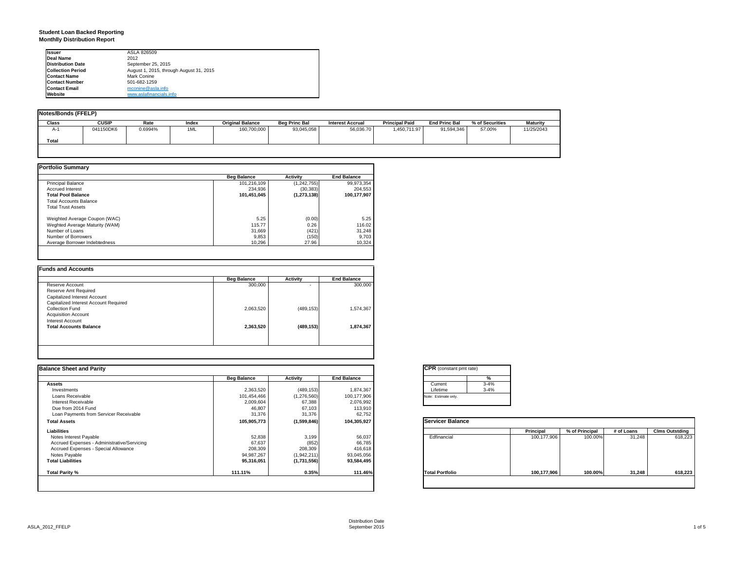# Student Loan Backed Reporting
## Monthlly Distribution Report

| | |
|---|---|
| **Issuer** | ASLA 826509 |
| **Deal Name** | 2012 |
| **Distribution Date** | September 25, 2015 |
| **Collection Period** | August 1, 2015, through August 31, 2015 |
| **Contact Name** | Mark Conine |
| **Contact Number** | 501-682-1259 |
| **Contact Email** | mconine@asla.info |
| **Website** | www.aslafinancials.info |

**Notes/Bonds (FFELP)**

| Class | CUSIP | Rate | Index | Original Balance | Beg Princ Bal | Interest Accrual | Principal Paid | End Princ Bal | % of Securities | Maturity |
|---|---|---|---|---|---|---|---|---|---|---|
| A-1 | 041150DK6 | 0.6994% | 1ML | 160,700,000 | 93,045,058 | 56,036.70 | 1,450,711.97 | 91,594,346 | 57.00% | 11/25/2043 |
| **Total** | | | | | | | | | | |

**Portfolio Summary**

| | Beg Balance | Activity | End Balance |
|---|---|---|---|
| Principal Balance | 101,216,109 | (1,242,755) | 99,973,354 |
| Accrued Interest | 234,936 | (30,383) | 204,553 |
| **Total Pool Balance** | **101,451,045** | **(1,273,138)** | **100,177,907** |
| Total Accounts Balance | | | |
| Total Trust Assets | | | |
| | | | |
| Weighted Average Coupon (WAC) | 5.25 | (0.00) | 5.25 |
| Weghted Average Maturity (WAM) | 115.77 | 0.26 | 116.02 |
| Number of Loans | 31,669 | (421) | 31,248 |
| Number of Borrowers | 9,853 | (150) | 9,703 |
| Average Borrower Indebtedness | 10,296 | 27.96 | 10,324 |

**Funds and Accounts**

| | Beg Balance | Activity | End Balance |
|---|---|---|---|
| Reserve Account | 300,000 | - | 300,000 |
| Reserve Amt Required | | | |
| Capitalized Interest Account | | | |
| Capitalized Interest Account Required | | | |
| Collection Fund | 2,063,520 | (489,153) | 1,574,367 |
| Acquisition Account | | | |
| Interest Account | | | |
| **Total Accounts Balance** | **2,363,520** | **(489,153)** | **1,874,367** |

**Balance Sheet and Parity**

| | Beg Balance | Activity | End Balance |
|---|---|---|---|
| **Assets** | | | |
| Investments | 2,363,520 | (489,153) | 1,874,367 |
| Loans Receivable | 101,454,466 | (1,276,560) | 100,177,906 |
| Interest Receivable | 2,009,604 | 67,388 | 2,076,992 |
| Due from 2014 Fund | 46,807 | 67,103 | 113,910 |
| Loan Payments from Servicer Receivable | 31,376 | 31,376 | 62,752 |
| **Total Assets** | **105,905,773** | **(1,599,846)** | **104,305,927** |
| **Liabilities** | | | |
| Notes Interest Payable | 52,838 | 3,199 | 56,037 |
| Accrued Expenses - Administrative/Servicing | 67,637 | (852) | 66,785 |
| Accrued Expenses - Special Allowance | 208,309 | 208,309 | 416,618 |
| Notes Payable | 94,987,267 | (1,942,211) | 93,045,056 |
| **Total Liabilities** | **95,316,051** | **(1,731,556)** | **93,584,495** |
| | | | |
| **Total Parity %** | **111.11%** | **0.35%** | **111.46%** |

**CPR** (constant pmt rate)

| | % |
|---|---|
| Current | 3-4% |
| Lifetime | 3-4% |

Note: Estimate only.

**Servicer Balance**

| | Principal | % of Principal | # of Loans | Clms Outstding |
|---|---|---|---|---|
| Edfinancial | 100,177,906 | 100.00% | 31,248 | 618,223 |
| **Total Portfolio** | **100,177,906** | **100.00%** | **31,248** | **618,223** |

Distribution Date
September 2015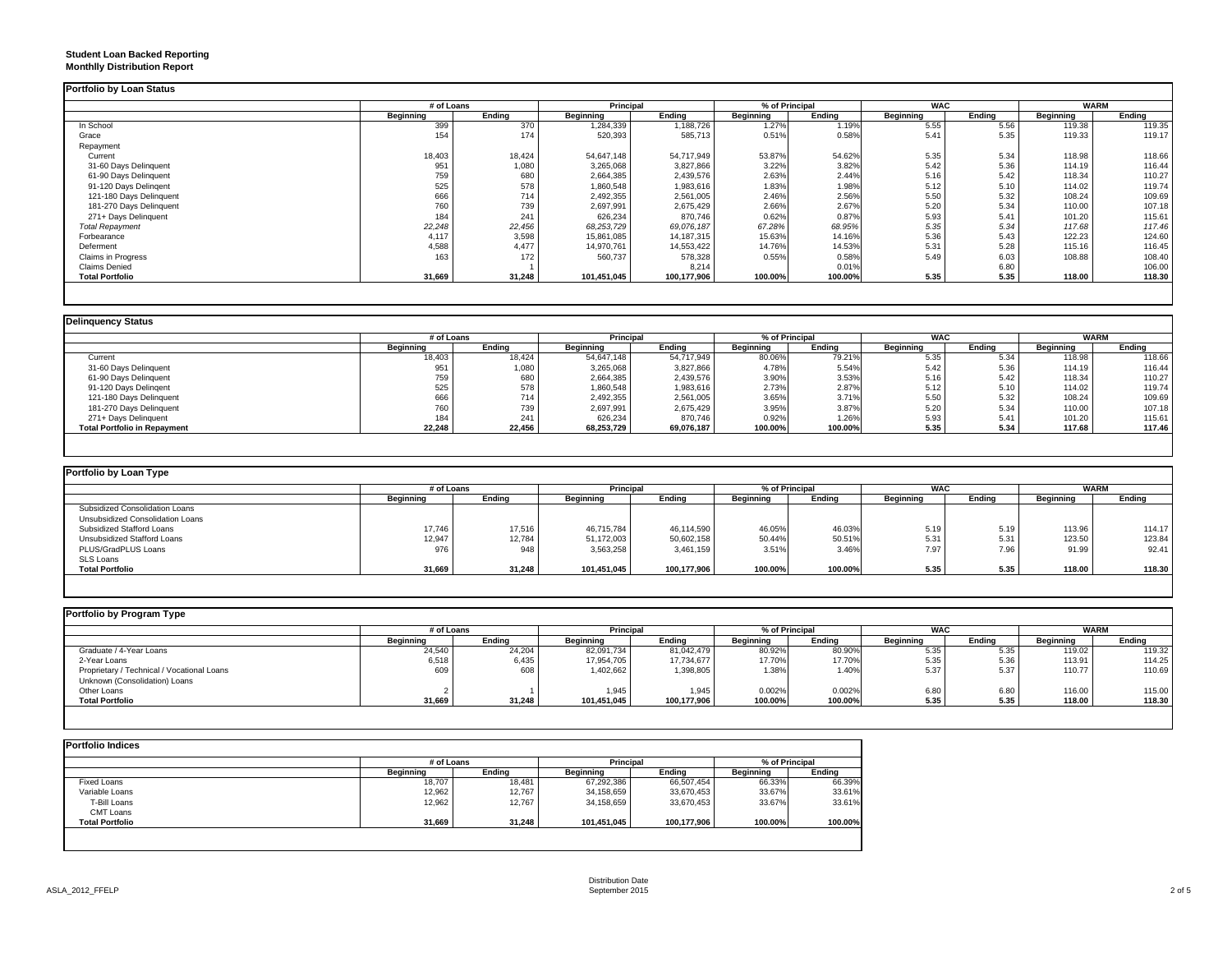**Student Loan Backed Reporting**
**Monthlly Distribution Report**

**Portfolio by Loan Status**

| | # of Loans | | Principal | | % of Principal | | WAC | | WARM | |
|---|---|---|---|---|---|---|---|---|---|---|
| | Beginning | Ending | Beginning | Ending | Beginning | Ending | Beginning | Ending | Beginning | Ending |
| In School | 399 | 370 | 1,284,339 | 1,188,726 | 1.27% | 1.19% | 5.55 | 5.56 | 119.38 | 119.35 |
| Grace | 154 | 174 | 520,393 | 585,713 | 0.51% | 0.58% | 5.41 | 5.35 | 119.33 | 119.17 |
| Repayment | | | | | | | | | | |
| Current | 18,403 | 18,424 | 54,647,148 | 54,717,949 | 53.87% | 54.62% | 5.35 | 5.34 | 118.98 | 118.66 |
| 31-60 Days Delinquent | 951 | 1,080 | 3,265,068 | 3,827,866 | 3.22% | 3.82% | 5.42 | 5.36 | 114.19 | 116.44 |
| 61-90 Days Delinquent | 759 | 680 | 2,664,385 | 2,439,576 | 2.63% | 2.44% | 5.16 | 5.42 | 118.34 | 110.27 |
| 91-120 Days Delingent | 525 | 578 | 1,860,548 | 1,983,616 | 1.83% | 1.98% | 5.12 | 5.10 | 114.02 | 119.74 |
| 121-180 Days Delinquent | 666 | 714 | 2,492,355 | 2,561,005 | 2.46% | 2.56% | 5.50 | 5.32 | 108.24 | 109.69 |
| 181-270 Days Delinquent | 760 | 739 | 2,697,991 | 2,675,429 | 2.66% | 2.67% | 5.20 | 5.34 | 110.00 | 107.18 |
| 271+ Days Delinquent | 184 | 241 | 626,234 | 870,746 | 0.62% | 0.87% | 5.93 | 5.41 | 101.20 | 115.61 |
| *Total Repayment* | *22,248* | *22,456* | *68,253,729* | *69,076,187* | *67.28%* | *68.95%* | *5.35* | *5.34* | *117.68* | *117.46* |
| Forbearance | 4,117 | 3,598 | 15,861,085 | 14,187,315 | 15.63% | 14.16% | 5.36 | 5.43 | 122.23 | 124.60 |
| Deferment | 4,588 | 4,477 | 14,970,761 | 14,553,422 | 14.76% | 14.53% | 5.31 | 5.28 | 115.16 | 116.45 |
| Claims in Progress | 163 | 172 | 560,737 | 578,328 | 0.55% | 0.58% | 5.49 | 6.03 | 108.88 | 108.40 |
| Claims Denied | | 1 | | 8,214 | | 0.01% | | 6.80 | | 106.00 |
| **Total Portfolio** | **31,669** | **31,248** | **101,451,045** | **100,177,906** | **100.00%** | **100.00%** | **5.35** | **5.35** | **118.00** | **118.30** |

**Delinquency Status**

| | # of Loans | | Principal | | % of Principal | | WAC | | WARM | |
|---|---|---|---|---|---|---|---|---|---|---|
| | Beginning | Ending | Beginning | Ending | Beginning | Ending | Beginning | Ending | Beginning | Ending |
| Current | 18,403 | 18,424 | 54,647,148 | 54,717,949 | 80.06% | 79.21% | 5.35 | 5.34 | 118.98 | 118.66 |
| 31-60 Days Delinquent | 951 | 1,080 | 3,265,068 | 3,827,866 | 4.78% | 5.54% | 5.42 | 5.36 | 114.19 | 116.44 |
| 61-90 Days Delinquent | 759 | 680 | 2,664,385 | 2,439,576 | 3.90% | 3.53% | 5.16 | 5.42 | 118.34 | 110.27 |
| 91-120 Days Delingent | 525 | 578 | 1,860,548 | 1,983,616 | 2.73% | 2.87% | 5.12 | 5.10 | 114.02 | 119.74 |
| 121-180 Days Delinquent | 666 | 714 | 2,492,355 | 2,561,005 | 3.65% | 3.71% | 5.50 | 5.32 | 108.24 | 109.69 |
| 181-270 Days Delinquent | 760 | 739 | 2,697,991 | 2,675,429 | 3.95% | 3.87% | 5.20 | 5.34 | 110.00 | 107.18 |
| 271+ Days Delinquent | 184 | 241 | 626,234 | 870,746 | 0.92% | 1.26% | 5.93 | 5.41 | 101.20 | 115.61 |
| **Total Portfolio in Repayment** | **22,248** | **22,456** | **68,253,729** | **69,076,187** | **100.00%** | **100.00%** | **5.35** | **5.34** | **117.68** | **117.46** |

**Portfolio by Loan Type**

| | # of Loans | | Principal | | % of Principal | | WAC | | WARM | |
|---|---|---|---|---|---|---|---|---|---|---|
| | Beginning | Ending | Beginning | Ending | Beginning | Ending | Beginning | Ending | Beginning | Ending |
| Subsidized Consolidation Loans | | | | | | | | | | |
| Unsubsidized Consolidation Loans | | | | | | | | | | |
| Subsidized Stafford Loans | 17,746 | 17,516 | 46,715,784 | 46,114,590 | 46.05% | 46.03% | 5.19 | 5.19 | 113.96 | 114.17 |
| Unsubsidized Stafford Loans | 12,947 | 12,784 | 51,172,003 | 50,602,158 | 50.44% | 50.51% | 5.31 | 5.31 | 123.50 | 123.84 |
| PLUS/GradPLUS Loans | 976 | 948 | 3,563,258 | 3,461,159 | 3.51% | 3.46% | 7.97 | 7.96 | 91.99 | 92.41 |
| SLS Loans | | | | | | | | | | |
| **Total Portfolio** | **31,669** | **31,248** | **101,451,045** | **100,177,906** | **100.00%** | **100.00%** | **5.35** | **5.35** | **118.00** | **118.30** |

**Portfolio by Program Type**

| | # of Loans | | Principal | | % of Principal | | WAC | | WARM | |
|---|---|---|---|---|---|---|---|---|---|---|
| | Beginning | Ending | Beginning | Ending | Beginning | Ending | Beginning | Ending | Beginning | Ending |
| Graduate / 4-Year Loans | 24,540 | 24,204 | 82,091,734 | 81,042,479 | 80.92% | 80.90% | 5.35 | 5.35 | 119.02 | 119.32 |
| 2-Year Loans | 6,518 | 6,435 | 17,954,705 | 17,734,677 | 17.70% | 17.70% | 5.35 | 5.36 | 113.91 | 114.25 |
| Proprietary / Technical / Vocational Loans | 609 | 608 | 1,402,662 | 1,398,805 | 1.38% | 1.40% | 5.37 | 5.37 | 110.77 | 110.69 |
| Unknown (Consolidation) Loans | | | | | | | | | | |
| Other Loans | 2 | 1 | 1,945 | 1,945 | 0.002% | 0.002% | 6.80 | 6.80 | 116.00 | 115.00 |
| **Total Portfolio** | **31,669** | **31,248** | **101,451,045** | **100,177,906** | **100.00%** | **100.00%** | **5.35** | **5.35** | **118.00** | **118.30** |

**Portfolio Indices**

| | # of Loans | | Principal | | % of Principal | |
|---|---|---|---|---|---|---|
| | Beginning | Ending | Beginning | Ending | Beginning | Ending |
| Fixed Loans | 18,707 | 18,481 | 67,292,386 | 66,507,454 | 66.33% | 66.39% |
| Variable Loans | 12,962 | 12,767 | 34,158,659 | 33,670,453 | 33.67% | 33.61% |
| T-Bill Loans | 12,962 | 12,767 | 34,158,659 | 33,670,453 | 33.67% | 33.61% |
| CMT Loans | | | | | | |
| **Total Portfolio** | **31,669** | **31,248** | **101,451,045** | **100,177,906** | **100.00%** | **100.00%** |

ASLA_2012_FFELP

Distribution Date
September 2015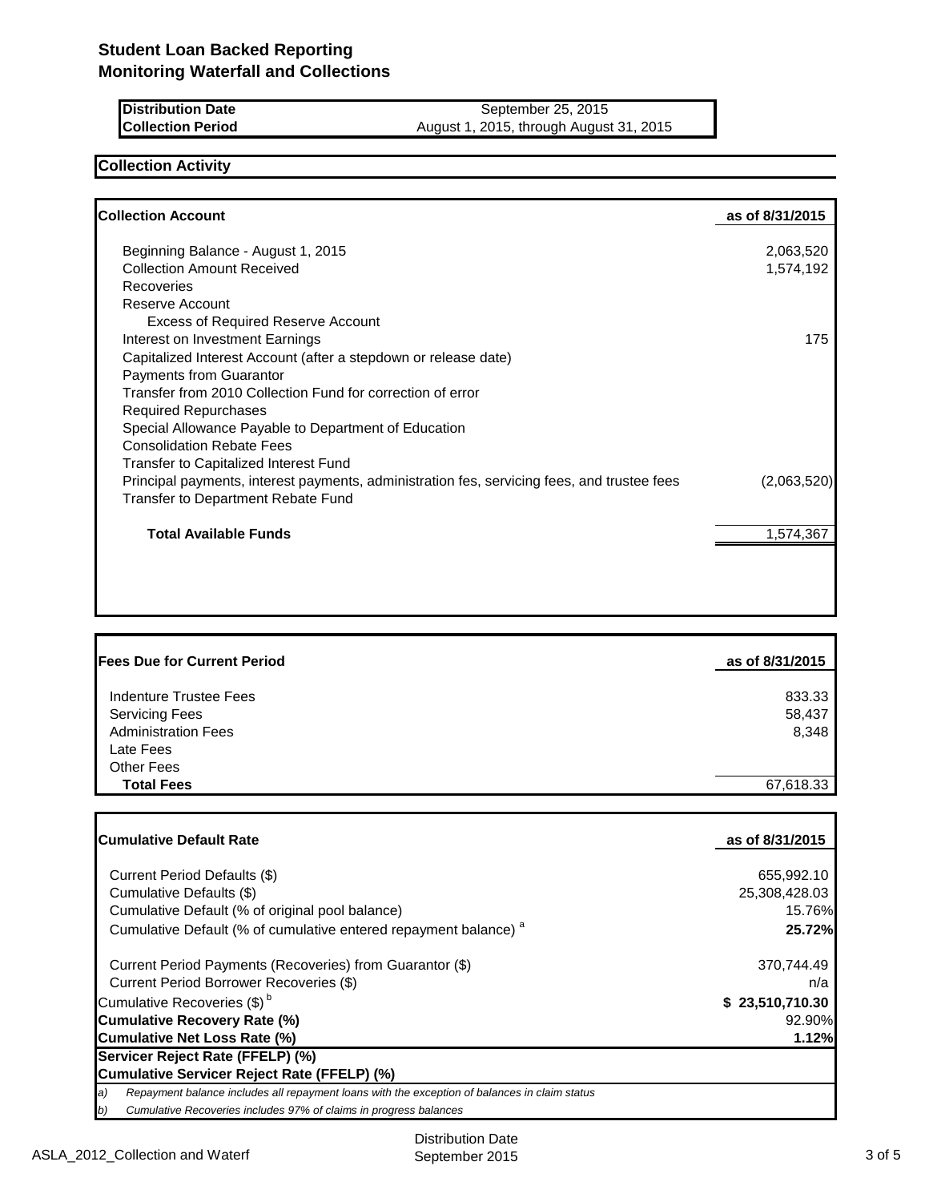# Student Loan Backed Reporting
## Monitoring Waterfall and Collections

| | |
|---|---|
| **Distribution Date** | September 25, 2015 |
| **Collection Period** | August 1, 2015, through August 31, 2015 |

### Collection Activity

| **Collection Account** | **as of 8/31/2015** |
|---|---|
| Beginning Balance - August 1, 2015 | 2,063,520 |
| Collection Amount Received | 1,574,192 |
| Recoveries | |
| Reserve Account | |
| Excess of Required Reserve Account | |
| Interest on Investment Earnings | 175 |
| Capitalized Interest Account (after a stepdown or release date) | |
| Payments from Guarantor | |
| Transfer from 2010 Collection Fund for correction of error | |
| Required Repurchases | |
| Special Allowance Payable to Department of Education | |
| Consolidation Rebate Fees | |
| Transfer to Capitalized Interest Fund | |
| Principal payments, interest payments, administration fes, servicing fees, and trustee fees | (2,063,520) |
| Transfer to Department Rebate Fund | |
| **Total Available Funds** | 1,574,367 |

| **Fees Due for Current Period** | **as of 8/31/2015** |
|---|---|
| Indenture Trustee Fees | 833.33 |
| Servicing Fees | 58,437 |
| Administration Fees | 8,348 |
| Late Fees | |
| Other Fees | |
| **Total Fees** | 67,618.33 |

| **Cumulative Default Rate** | **as of 8/31/2015** |
|---|---|
| Current Period Defaults ($) | 655,992.10 |
| Cumulative Defaults ($) | 25,308,428.03 |
| Cumulative Default (% of original pool balance) | 15.76% |
| Cumulative Default (% of cumulative entered repayment balance) [a] | **25.72%** |
| Current Period Payments (Recoveries) from Guarantor ($) | 370,744.49 |
| Current Period Borrower Recoveries ($) | n/a |
| Cumulative Recoveries ($) [b] | **$ 23,510,710.30** |
| **Cumulative Recovery Rate (%)** | 92.90% |
| **Cumulative Net Loss Rate (%)** | **1.12%** |
| **Servicer Reject Rate (FFELP) (%)** | |
| **Cumulative Servicer Reject Rate (FFELP) (%)** | |

*a) Repayment balance includes all repayment loans with the exception of balances in claim status*

*b) Cumulative Recoveries includes 97% of claims in progress balances*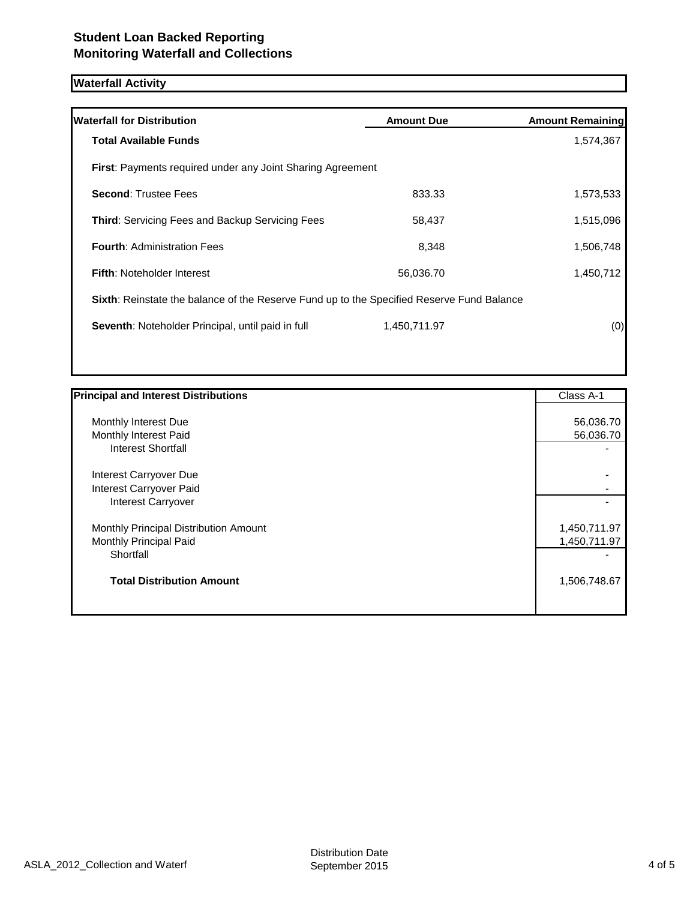## Student Loan Backed Reporting
## Monitoring Waterfall and Collections

### Waterfall Activity

| Waterfall for Distribution | Amount Due | Amount Remaining |
| --- | --- | --- |
| **Total Available Funds** | | 1,574,367 |
| **First**: Payments required under any Joint Sharing Agreement | | |
| **Second**: Trustee Fees | 833.33 | 1,573,533 |
| **Third**: Servicing Fees and Backup Servicing Fees | 58,437 | 1,515,096 |
| **Fourth**: Administration Fees | 8,348 | 1,506,748 |
| **Fifth**: Noteholder Interest | 56,036.70 | 1,450,712 |
| **Sixth**: Reinstate the balance of the Reserve Fund up to the Specified Reserve Fund Balance | | |
| **Seventh**: Noteholder Principal, until paid in full | 1,450,711.97 | (0) |

| Principal and Interest Distributions | Class A-1 |
| --- | --- |
| Monthly Interest Due | 56,036.70 |
| Monthly Interest Paid | 56,036.70 |
| Interest Shortfall | - |
| Interest Carryover Due | - |
| Interest Carryover Paid | - |
| Interest Carryover | - |
| Monthly Principal Distribution Amount | 1,450,711.97 |
| Monthly Principal Paid | 1,450,711.97 |
| Shortfall | - |
| **Total Distribution Amount** | 1,506,748.67 |

ASLA_2012_Collection and Waterf

Distribution Date
September 2015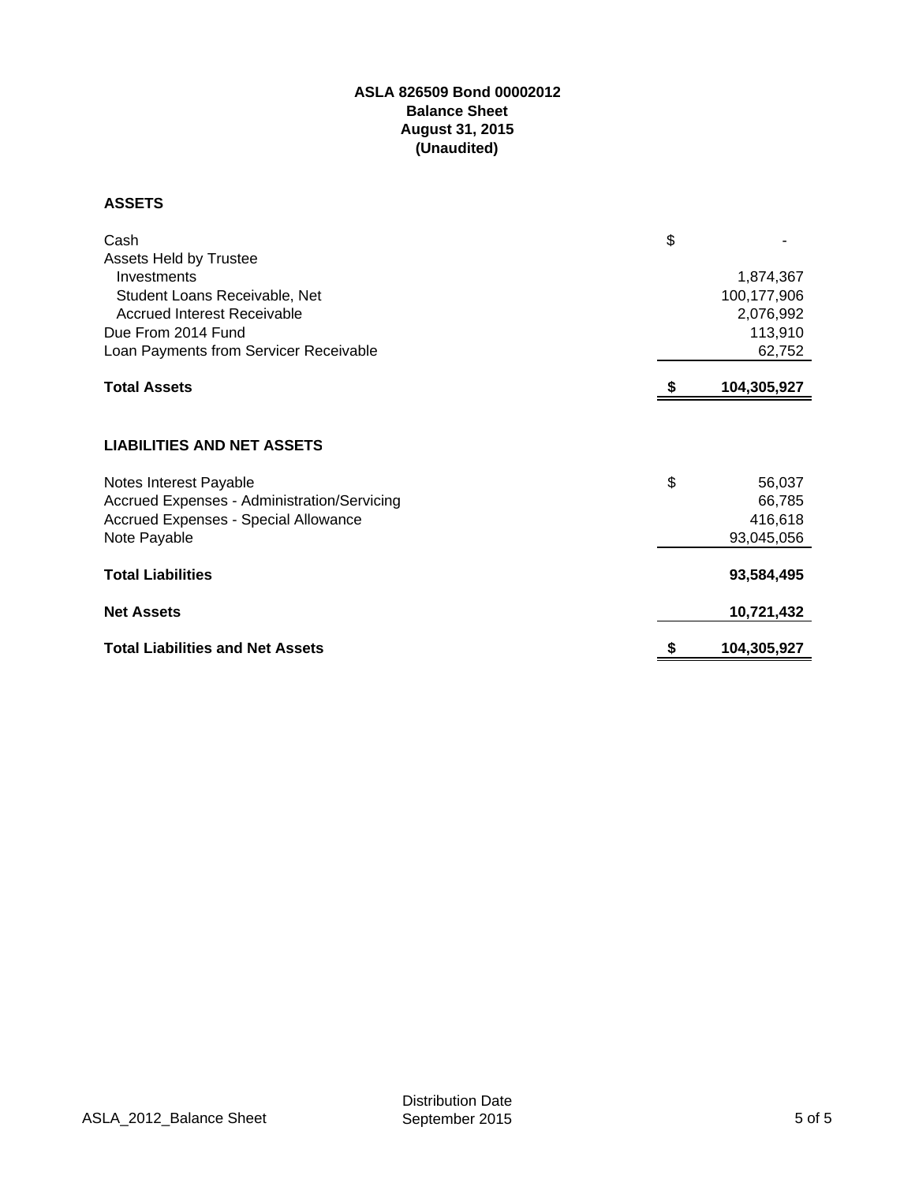# ASLA 826509 Bond 00002012
## Balance Sheet
## August 31, 2015
## (Unaudited)

### ASSETS

| | | |
|---|---|---|
| Cash | $ | - |
| Assets Held by Trustee | | |
| Investments | | 1,874,367 |
| Student Loans Receivable, Net | | 100,177,906 |
| Accrued Interest Receivable | | 2,076,992 |
| Due From 2014 Fund | | 113,910 |
| Loan Payments from Servicer Receivable | | 62,752 |
| **Total Assets** | **$** | **104,305,927** |

### LIABILITIES AND NET ASSETS

| | | |
|---|---|---|
| Notes Interest Payable | $ | 56,037 |
| Accrued Expenses - Administration/Servicing | | 66,785 |
| Accrued Expenses - Special Allowance | | 416,618 |
| Note Payable | | 93,045,056 |
| **Total Liabilities** | | **93,584,495** |
| **Net Assets** | | **10,721,432** |
| **Total Liabilities and Net Assets** | **$** | **104,305,927** |

ASLA_2012_Balance Sheet

Distribution Date
September 2015